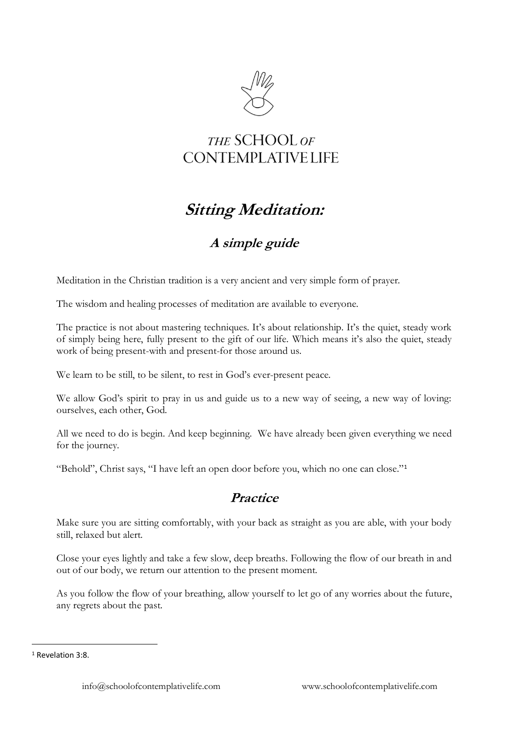THE SCHOOL OF CONTEMPLATIVE LIFE

# *Sitting Meditation:*

## *A simple guide*

Meditation in the Christian tradition is a very ancient and very simple form of prayer.

The wisdom and healing processes of meditation are available to everyone.

The practice is not about mastering techniques. It's about relationship. It's the quiet, steady work of simply being here, fully present to the gift of our life. Which means it's also the quiet, steady work of being present-with and present-for those around us.

We learn to be still, to be silent, to rest in God's ever-present peace.

We allow God's spirit to pray in us and guide us to a new way of seeing, a new way of loving: ourselves, each other, God.

All we need to do is begin. And keep beginning. We have already been given everything we need for the journey.

"Behold", Christ says, "I have left an open door before you, which no one can close."[1]

## *Practice*

Make sure you are sitting comfortably, with your back as straight as you are able, with your body still, relaxed but alert.

Close your eyes lightly and take a few slow, deep breaths. Following the flow of our breath in and out of our body, we return our attention to the present moment.

As you follow the flow of your breathing, allow yourself to let go of any worries about the future, any regrets about the past.

[1] Revelation 3:8.

info@schoolofcontemplativelife.com www.schoolofcontemplativelife.com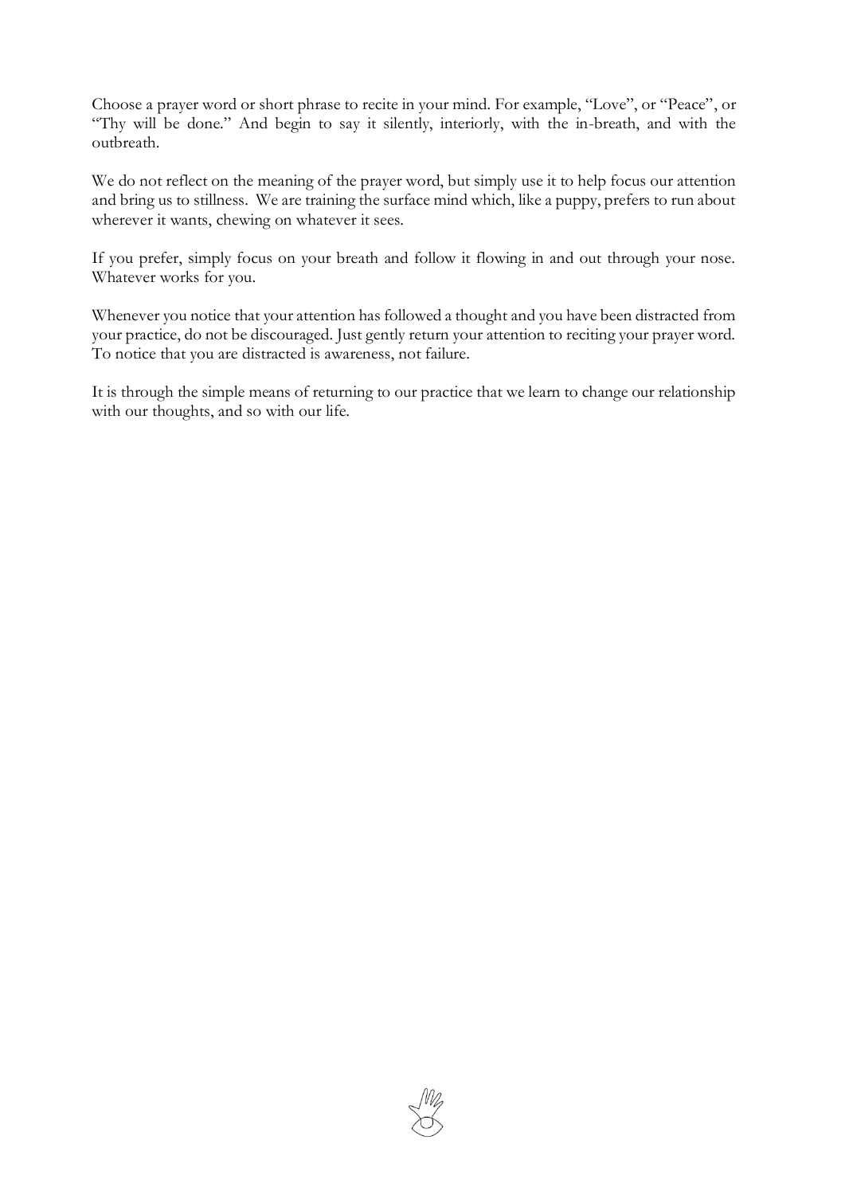Choose a prayer word or short phrase to recite in your mind. For example, "Love", or "Peace", or "Thy will be done." And begin to say it silently, interiorly, with the in-breath, and with the outbreath.

We do not reflect on the meaning of the prayer word, but simply use it to help focus our attention and bring us to stillness. We are training the surface mind which, like a puppy, prefers to run about wherever it wants, chewing on whatever it sees.

If you prefer, simply focus on your breath and follow it flowing in and out through your nose. Whatever works for you.

Whenever you notice that your attention has followed a thought and you have been distracted from your practice, do not be discouraged. Just gently return your attention to reciting your prayer word. To notice that you are distracted is awareness, not failure.

It is through the simple means of returning to our practice that we learn to change our relationship with our thoughts, and so with our life.